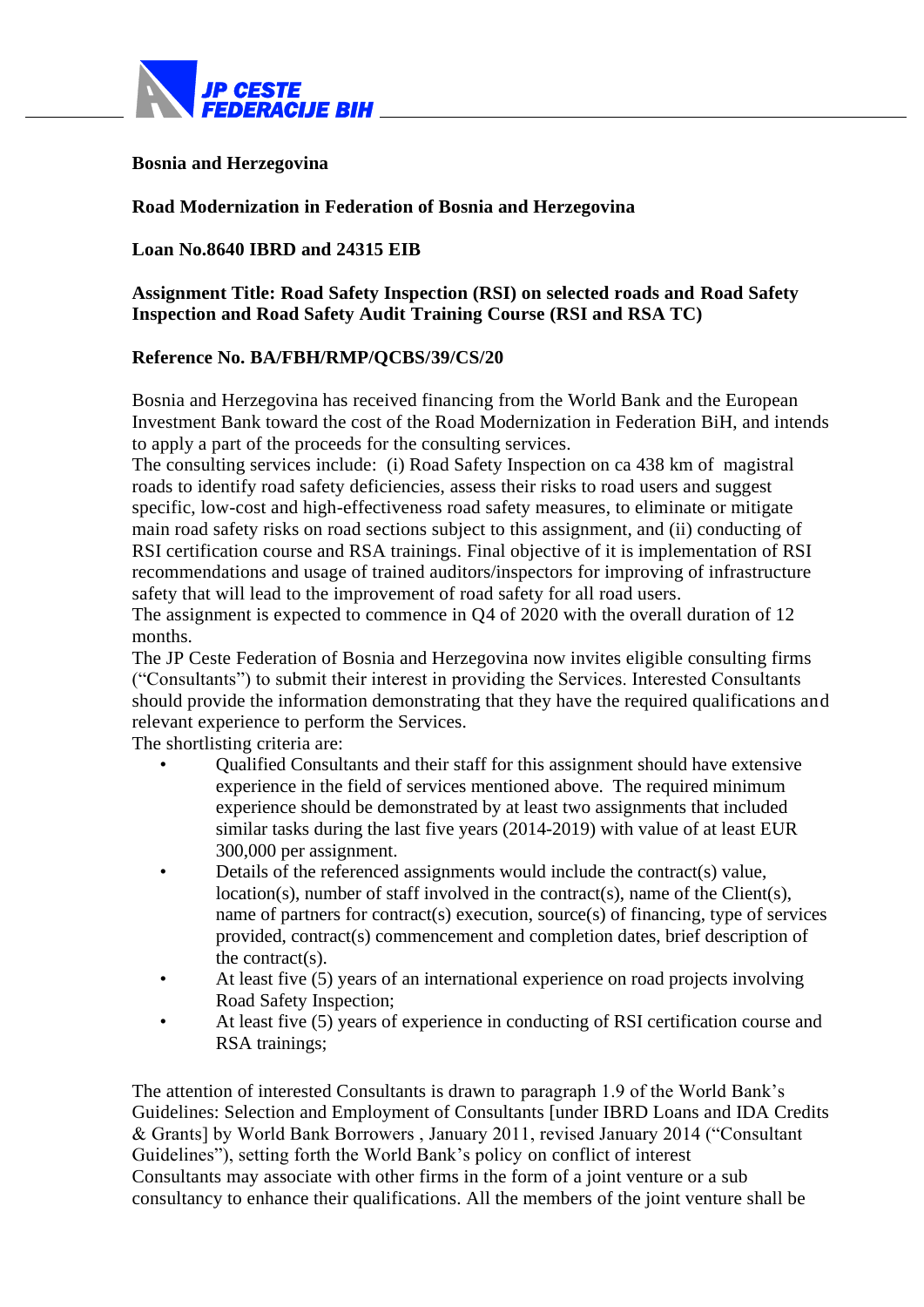JP CESTE FEDERACIJE BIH

**Bosnia and Herzegovina**

**Road Modernization in Federation of Bosnia and Herzegovina**

**Loan No.8640 IBRD and 24315 EIB**

**Assignment Title: Road Safety Inspection (RSI) on selected roads and Road Safety Inspection and Road Safety Audit Training Course (RSI and RSA TC)**

**Reference No. BA/FBH/RMP/QCBS/39/CS/20**

Bosnia and Herzegovina has received financing from the World Bank and the European Investment Bank toward the cost of the Road Modernization in Federation BiH, and intends to apply a part of the proceeds for the consulting services.

The consulting services include: (i) Road Safety Inspection on ca 438 km of magistral roads to identify road safety deficiencies, assess their risks to road users and suggest specific, low-cost and high-effectiveness road safety measures, to eliminate or mitigate main road safety risks on road sections subject to this assignment, and (ii) conducting of RSI certification course and RSA trainings. Final objective of it is implementation of RSI recommendations and usage of trained auditors/inspectors for improving of infrastructure safety that will lead to the improvement of road safety for all road users.

The assignment is expected to commence in Q4 of 2020 with the overall duration of 12 months.

The JP Ceste Federation of Bosnia and Herzegovina now invites eligible consulting firms ("Consultants") to submit their interest in providing the Services. Interested Consultants should provide the information demonstrating that they have the required qualifications and relevant experience to perform the Services.

The shortlisting criteria are:

- Qualified Consultants and their staff for this assignment should have extensive experience in the field of services mentioned above. The required minimum experience should be demonstrated by at least two assignments that included similar tasks during the last five years (2014-2019) with value of at least EUR 300,000 per assignment.
- Details of the referenced assignments would include the contract(s) value, location(s), number of staff involved in the contract(s), name of the Client(s), name of partners for contract(s) execution, source(s) of financing, type of services provided, contract(s) commencement and completion dates, brief description of the contract(s).
- At least five (5) years of an international experience on road projects involving Road Safety Inspection;
- At least five (5) years of experience in conducting of RSI certification course and RSA trainings;

The attention of interested Consultants is drawn to paragraph 1.9 of the World Bank's Guidelines: Selection and Employment of Consultants [under IBRD Loans and IDA Credits & Grants] by World Bank Borrowers , January 2011, revised January 2014 ("Consultant Guidelines"), setting forth the World Bank's policy on conflict of interest

Consultants may associate with other firms in the form of a joint venture or a sub consultancy to enhance their qualifications. All the members of the joint venture shall be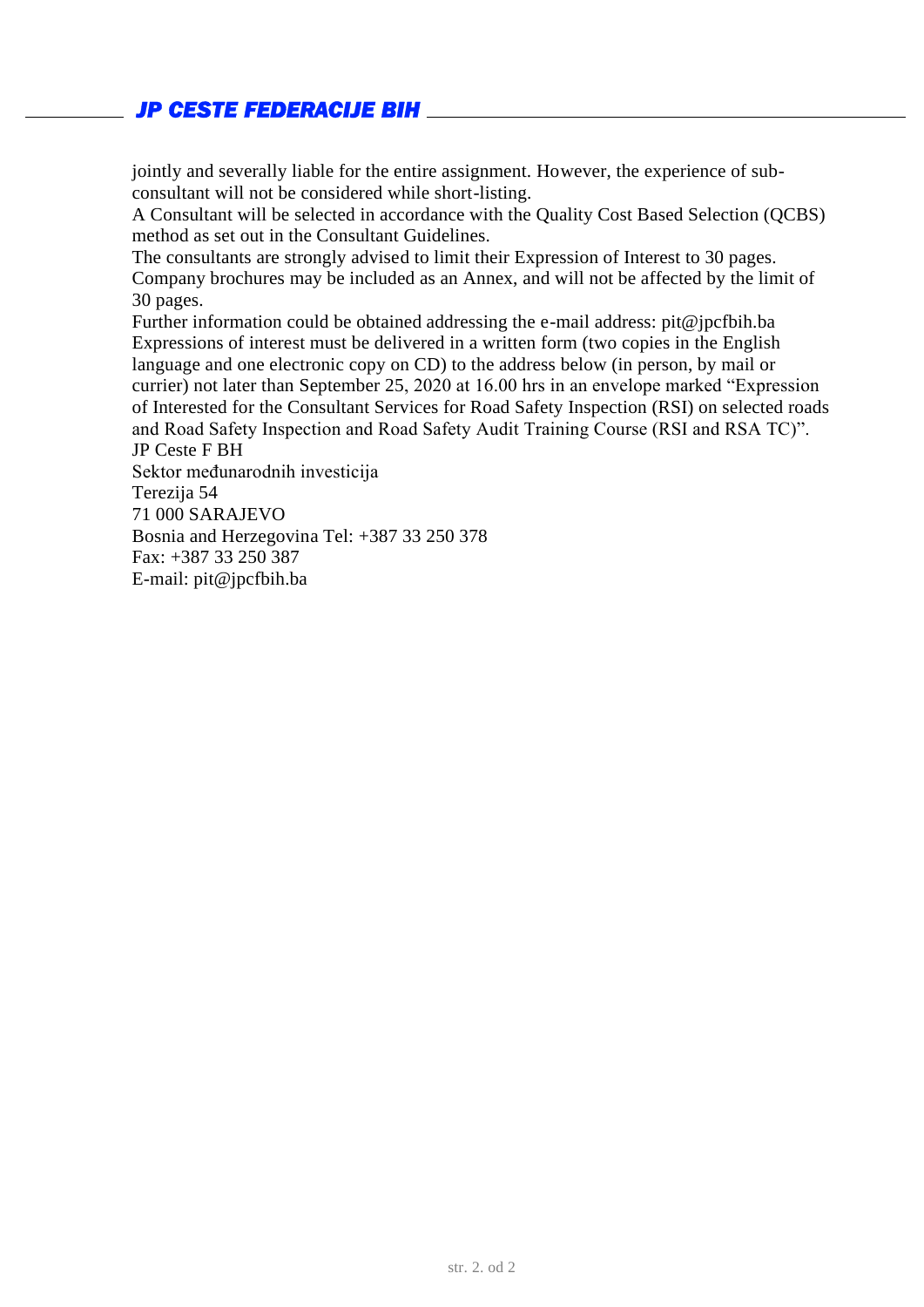jointly and severally liable for the entire assignment. However, the experience of sub-consultant will not be considered while short-listing.

A Consultant will be selected in accordance with the Quality Cost Based Selection (QCBS) method as set out in the Consultant Guidelines.

The consultants are strongly advised to limit their Expression of Interest to 30 pages. Company brochures may be included as an Annex, and will not be affected by the limit of 30 pages.

Further information could be obtained addressing the e-mail address: pit@jpcfbih.ba

Expressions of interest must be delivered in a written form (two copies in the English language and one electronic copy on CD) to the address below (in person, by mail or currier) not later than September 25, 2020 at 16.00 hrs in an envelope marked “Expression of Interested for the Consultant Services for Road Safety Inspection (RSI) on selected roads and Road Safety Inspection and Road Safety Audit Training Course (RSI and RSA TC)”.

JP Ceste F BH  
Sektor međunarodnih investicija  
Terezija 54  
71 000 SARAJEVO  
Bosnia and Herzegovina Tel: +387 33 250 378  
Fax: +387 33 250 387  
E-mail: pit@jpcfbih.ba